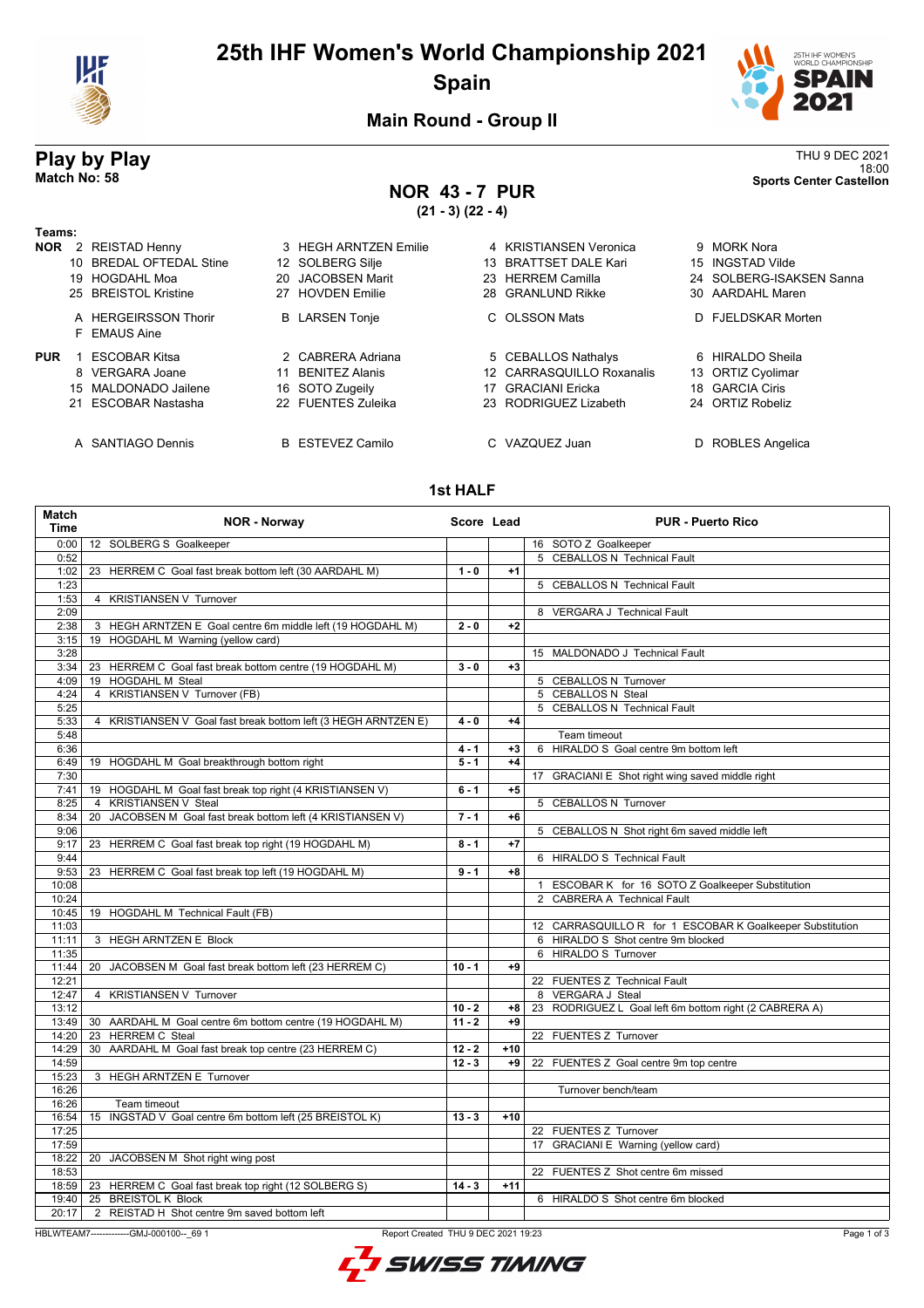# 25th IHF Women's World Championship 2021

## Spain

### Main Round - Group II

## Play by Play

**Match No: 58**

THU 9 DEC 2021
18:00
**Sports Center Castellon**

## NOR 43 - 7 PUR

**(21 - 3) (22 - 4)**

**Teams:**

**NOR**
2 REISTAD Henny, 3 HEGH ARNTZEN Emilie, 4 KRISTIANSEN Veronica, 9 MORK Nora
10 BREDAL OFTEDAL Stine, 12 SOLBERG Silje, 13 BRATTSET DALE Kari, 15 INGSTAD Vilde
19 HOGDAHL Moa, 20 JACOBSEN Marit, 23 HERREM Camilla, 24 SOLBERG-ISAKSEN Sanna
25 BREISTOL Kristine, 27 HOVDEN Emilie, 28 GRANLUND Rikke, 30 AARDAHL Maren

A HERGEIRSSON Thorir, B LARSEN Tonje, C OLSSON Mats, D FJELDSKAR Morten
F EMAUS Aine

**PUR**
1 ESCOBAR Kitsa, 2 CABRERA Adriana, 5 CEBALLOS Nathalys, 6 HIRALDO Sheila
8 VERGARA Joane, 11 BENITEZ Alanis, 12 CARRASQUILLO Roxanalis, 13 ORTIZ Cyolimar
15 MALDONADO Jailene, 16 SOTO Zugeily, 17 GRACIANI Ericka, 18 GARCIA Ciris
21 ESCOBAR Nastasha, 22 FUENTES Zuleika, 23 RODRIGUEZ Lizabeth, 24 ORTIZ Robeliz

A SANTIAGO Dennis, B ESTEVEZ Camilo, C VAZQUEZ Juan, D ROBLES Angelica

### 1st HALF

| Match Time | NOR - Norway | Score | Lead | PUR - Puerto Rico |
|---|---|---|---|---|
| 0:00 | 12 SOLBERG S Goalkeeper | | | 16 SOTO Z Goalkeeper |
| 0:52 | | | | 5 CEBALLOS N Technical Fault |
| 1:02 | 23 HERREM C Goal fast break bottom left (30 AARDAHL M) | 1 - 0 | +1 | |
| 1:23 | | | | 5 CEBALLOS N Technical Fault |
| 1:53 | 4 KRISTIANSEN V Turnover | | | |
| 2:09 | | | | 8 VERGARA J Technical Fault |
| 2:38 | 3 HEGH ARNTZEN E Goal centre 6m middle left (19 HOGDAHL M) | 2 - 0 | +2 | |
| 3:15 | 19 HOGDAHL M Warning (yellow card) | | | |
| 3:28 | | | | 15 MALDONADO J Technical Fault |
| 3:34 | 23 HERREM C Goal fast break bottom centre (19 HOGDAHL M) | 3 - 0 | +3 | |
| 4:09 | 19 HOGDAHL M Steal | | | 5 CEBALLOS N Turnover |
| 4:24 | 4 KRISTIANSEN V Turnover (FB) | | | 5 CEBALLOS N Steal |
| 5:25 | | | | 5 CEBALLOS N Technical Fault |
| 5:33 | 4 KRISTIANSEN V Goal fast break bottom left (3 HEGH ARNTZEN E) | 4 - 0 | +4 | |
| 5:48 | | | | Team timeout |
| 6:36 | | 4 - 1 | +3 | 6 HIRALDO S Goal centre 9m bottom left |
| 6:49 | 19 HOGDAHL M Goal breakthrough bottom right | 5 - 1 | +4 | |
| 7:30 | | | | 17 GRACIANI E Shot right wing saved middle right |
| 7:41 | 19 HOGDAHL M Goal fast break top right (4 KRISTIANSEN V) | 6 - 1 | +5 | |
| 8:25 | 4 KRISTIANSEN V Steal | | | 5 CEBALLOS N Turnover |
| 8:34 | 20 JACOBSEN M Goal fast break bottom left (4 KRISTIANSEN V) | 7 - 1 | +6 | |
| 9:06 | | | | 5 CEBALLOS N Shot right 6m saved middle left |
| 9:17 | 23 HERREM C Goal fast break top right (19 HOGDAHL M) | 8 - 1 | +7 | |
| 9:44 | | | | 6 HIRALDO S Technical Fault |
| 9:53 | 23 HERREM C Goal fast break top left (19 HOGDAHL M) | 9 - 1 | +8 | |
| 10:08 | | | | 1 ESCOBAR K for 16 SOTO Z Goalkeeper Substitution |
| 10:24 | | | | 2 CABRERA A Technical Fault |
| 10:45 | 19 HOGDAHL M Technical Fault (FB) | | | |
| 11:03 | | | | 12 CARRASQUILLO R for 1 ESCOBAR K Goalkeeper Substitution |
| 11:11 | 3 HEGH ARNTZEN E Block | | | 6 HIRALDO S Shot centre 9m blocked |
| 11:35 | | | | 6 HIRALDO S Turnover |
| 11:44 | 20 JACOBSEN M Goal fast break bottom left (23 HERREM C) | 10 - 1 | +9 | |
| 12:21 | | | | 22 FUENTES Z Technical Fault |
| 12:47 | 4 KRISTIANSEN V Turnover | | | 8 VERGARA J Steal |
| 13:12 | | 10 - 2 | +8 | 23 RODRIGUEZ L Goal left 6m bottom right (2 CABRERA A) |
| 13:49 | 30 AARDAHL M Goal centre 6m bottom centre (19 HOGDAHL M) | 11 - 2 | +9 | |
| 14:20 | 23 HERREM C Steal | | | 22 FUENTES Z Turnover |
| 14:29 | 30 AARDAHL M Goal fast break top centre (23 HERREM C) | 12 - 2 | +10 | |
| 14:59 | | 12 - 3 | +9 | 22 FUENTES Z Goal centre 9m top centre |
| 15:23 | 3 HEGH ARNTZEN E Turnover | | | |
| 16:26 | | | | Turnover bench/team |
| 16:26 | Team timeout | | | |
| 16:54 | 15 INGSTAD V Goal centre 6m bottom left (25 BREISTOL K) | 13 - 3 | +10 | |
| 17:25 | | | | 22 FUENTES Z Turnover |
| 17:59 | | | | 17 GRACIANI E Warning (yellow card) |
| 18:22 | 20 JACOBSEN M Shot right wing post | | | |
| 18:53 | | | | 22 FUENTES Z Shot centre 6m missed |
| 18:59 | 23 HERREM C Goal fast break top right (12 SOLBERG S) | 14 - 3 | +11 | |
| 19:40 | 25 BREISTOL K Block | | | 6 HIRALDO S Shot centre 6m blocked |
| 20:17 | 2 REISTAD H Shot centre 9m saved bottom left | | | |

HBLWTEAM7-------------GMJ-000100--_69 1 Report Created THU 9 DEC 2021 19:23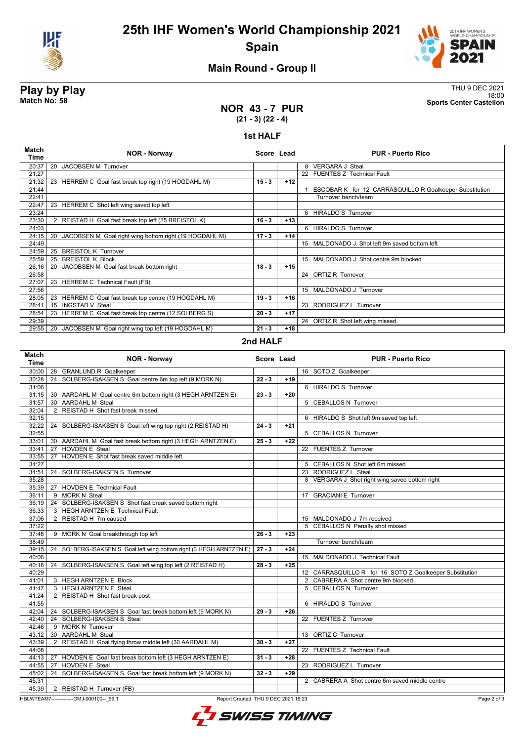# 25th IHF Women's World Championship 2021

## Spain

### Main Round - Group II

**Play by Play**
**Match No: 58**

THU 9 DEC 2021
18:00
**Sports Center Castellon**

## NOR 43 - 7 PUR
**(21 - 3) (22 - 4)**

### 1st HALF

| Match Time | NOR - Norway | Score | Lead | PUR - Puerto Rico |
|---|---|---|---|---|
| 20:37 | 20 JACOBSEN M Turnover | | | 8 VERGARA J Steal |
| 21:27 | | | | 22 FUENTES Z Technical Fault |
| 21:32 | 23 HERREM C Goal fast break top right (19 HOGDAHL M) | 15 - 3 | +12 | |
| 21:44 | | | | 1 ESCOBAR K for 12 CARRASQUILLO R Goalkeeper Substitution |
| 22:41 | | | | Turnover bench/team |
| 22:47 | 23 HERREM C Shot left wing saved top left | | | |
| 23:24 | | | | 6 HIRALDO S Turnover |
| 23:30 | 2 REISTAD H Goal fast break top left (25 BREISTOL K) | 16 - 3 | +13 | |
| 24:03 | | | | 6 HIRALDO S Turnover |
| 24:15 | 20 JACOBSEN M Goal right wing bottom right (19 HOGDAHL M) | 17 - 3 | +14 | |
| 24:49 | | | | 15 MALDONADO J Shot left 9m saved bottom left |
| 24:59 | 25 BREISTOL K Turnover | | | |
| 25:59 | 25 BREISTOL K Block | | | 15 MALDONADO J Shot centre 9m blocked |
| 26:16 | 20 JACOBSEN M Goal fast break bottom right | 18 - 3 | +15 | |
| 26:58 | | | | 24 ORTIZ R Turnover |
| 27:07 | 23 HERREM C Technical Fault (FB) | | | |
| 27:56 | | | | 15 MALDONADO J Turnover |
| 28:05 | 23 HERREM C Goal fast break top centre (19 HOGDAHL M) | 19 - 3 | +16 | |
| 28:41 | 15 INGSTAD V Steal | | | 23 RODRIGUEZ L Turnover |
| 28:54 | 23 HERREM C Goal fast break top centre (12 SOLBERG S) | 20 - 3 | +17 | |
| 29:39 | | | | 24 ORTIZ R Shot left wing missed |
| 29:55 | 20 JACOBSEN M Goal right wing top left (19 HOGDAHL M) | 21 - 3 | +18 | |

### 2nd HALF

| Match Time | NOR - Norway | Score | Lead | PUR - Puerto Rico |
|---|---|---|---|---|
| 30:00 | 28 GRANLUND R Goalkeeper | | | 16 SOTO Z Goalkeeper |
| 30:28 | 24 SOLBERG-ISAKSEN S Goal centre 6m top left (9 MORK N) | 22 - 3 | +19 | |
| 31:06 | | | | 6 HIRALDO S Turnover |
| 31:15 | 30 AARDAHL M Goal centre 6m bottom right (3 HEGH ARNTZEN E) | 23 - 3 | +20 | |
| 31:57 | 30 AARDAHL M Steal | | | 5 CEBALLOS N Turnover |
| 32:04 | 2 REISTAD H Shot fast break missed | | | |
| 32:15 | | | | 6 HIRALDO S Shot left 9m saved top left |
| 32:22 | 24 SOLBERG-ISAKSEN S Goal left wing top right (2 REISTAD H) | 24 - 3 | +21 | |
| 32:55 | | | | 5 CEBALLOS N Turnover |
| 33:01 | 30 AARDAHL M Goal fast break bottom right (3 HEGH ARNTZEN E) | 25 - 3 | +22 | |
| 33:41 | 27 HOVDEN E Steal | | | 22 FUENTES Z Turnover |
| 33:55 | 27 HOVDEN E Shot fast break saved middle left | | | |
| 34:27 | | | | 5 CEBALLOS N Shot left 6m missed |
| 34:51 | 24 SOLBERG-ISAKSEN S Turnover | | | 23 RODRIGUEZ L Steal |
| 35:28 | | | | 8 VERGARA J Shot right wing saved bottom right |
| 35:39 | 27 HOVDEN E Technical Fault | | | |
| 36:11 | 9 MORK N Steal | | | 17 GRACIANI E Turnover |
| 36:19 | 24 SOLBERG-ISAKSEN S Shot fast break saved bottom right | | | |
| 36:33 | 3 HEGH ARNTZEN E Technical Fault | | | |
| 37:06 | 2 REISTAD H 7m caused | | | 15 MALDONADO J 7m received |
| 37:22 | | | | 5 CEBALLOS N Penalty shot missed |
| 37:48 | 9 MORK N Goal breakthrough top left | 26 - 3 | +23 | |
| 38:49 | | | | Turnover bench/team |
| 39:15 | 24 SOLBERG-ISAKSEN S Goal left wing bottom right (3 HEGH ARNTZEN E) | 27 - 3 | +24 | |
| 40:06 | | | | 15 MALDONADO J Technical Fault |
| 40:18 | 24 SOLBERG-ISAKSEN S Goal left wing top left (2 REISTAD H) | 28 - 3 | +25 | |
| 40:29 | | | | 12 CARRASQUILLO R for 16 SOTO Z Goalkeeper Substitution |
| 41:01 | 3 HEGH ARNTZEN E Block | | | 2 CABRERA A Shot centre 9m blocked |
| 41:17 | 3 HEGH ARNTZEN E Steal | | | 5 CEBALLOS N Turnover |
| 41:24 | 2 REISTAD H Shot fast break post | | | |
| 41:55 | | | | 6 HIRALDO S Turnover |
| 42:04 | 24 SOLBERG-ISAKSEN S Goal fast break bottom left (9 MORK N) | 29 - 3 | +26 | |
| 42:40 | 24 SOLBERG-ISAKSEN S Steal | | | 22 FUENTES Z Turnover |
| 42:46 | 9 MORK N Turnover | | | |
| 43:12 | 30 AARDAHL M Steal | | | 13 ORTIZ C Turnover |
| 43:39 | 2 REISTAD H Goal flying throw middle left (30 AARDAHL M) | 30 - 3 | +27 | |
| 44:08 | | | | 22 FUENTES Z Technical Fault |
| 44:13 | 27 HOVDEN E Goal fast break bottom left (3 HEGH ARNTZEN E) | 31 - 3 | +28 | |
| 44:55 | 27 HOVDEN E Steal | | | 23 RODRIGUEZ L Turnover |
| 45:02 | 24 SOLBERG-ISAKSEN S Goal fast break bottom left (9 MORK N) | 32 - 3 | +29 | |
| 45:31 | | | | 2 CABRERA A Shot centre 6m saved middle centre |
| 45:39 | 2 REISTAD H Turnover (FB) | | | |

HBLWTEAM7-------------GMJ-000100--_69 1 Report Created THU 9 DEC 2021 19:23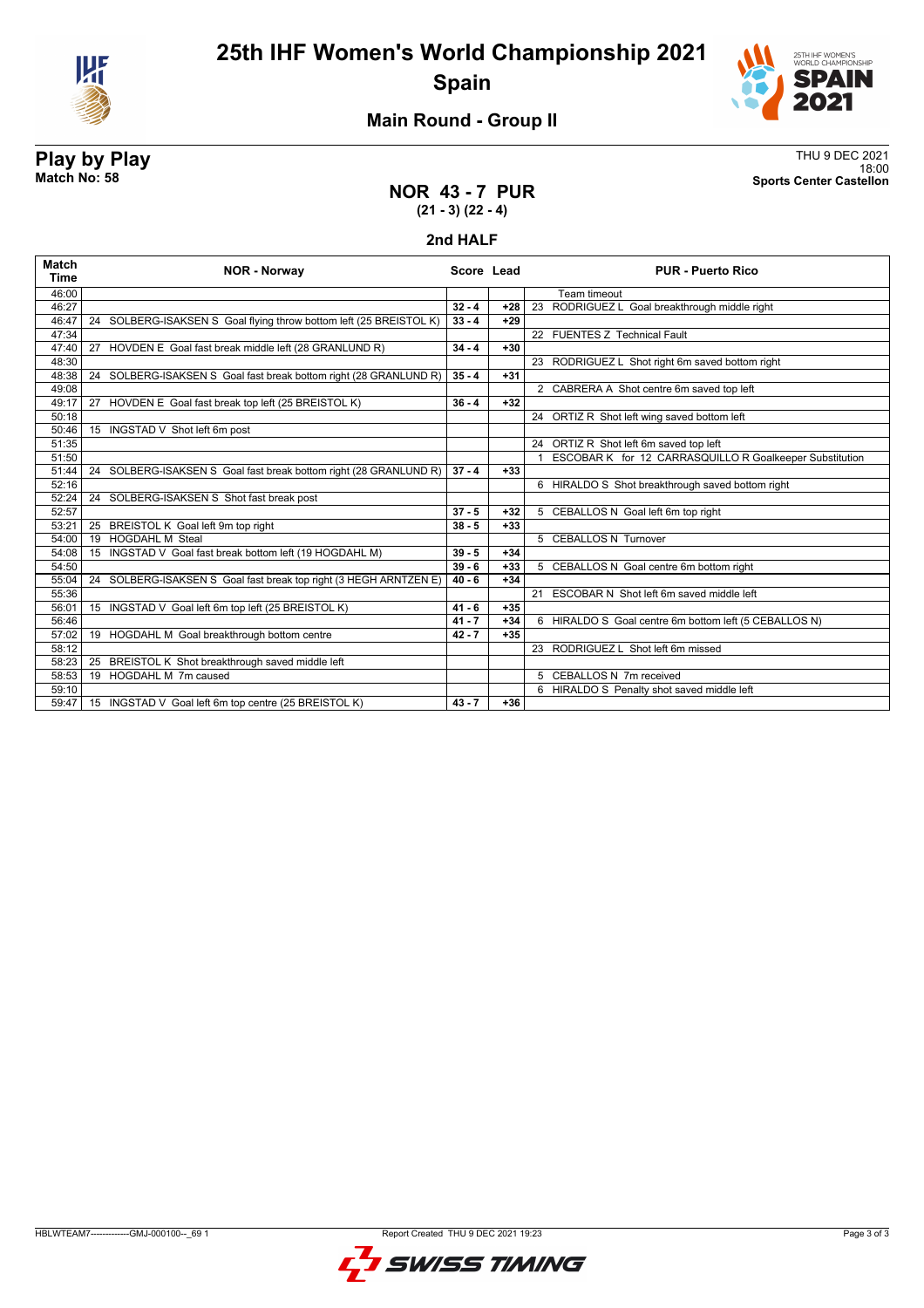# 25th IHF Women's World Championship 2021

**Spain**

## Main Round - Group II

**Play by Play**
**Match No: 58**

THU 9 DEC 2021
18:00
**Sports Center Castellon**

### NOR 43 - 7 PUR
**(21 - 3) (22 - 4)**

### 2nd HALF

| Match Time | NOR - Norway | Score | Lead | PUR - Puerto Rico |
|---|---|---|---|---|
| 46:00 | | | | Team timeout |
| 46:27 | | 32 - 4 | +28 | 23 RODRIGUEZ L Goal breakthrough middle right |
| 46:47 | 24 SOLBERG-ISAKSEN S Goal flying throw bottom left (25 BREISTOL K) | 33 - 4 | +29 | |
| 47:34 | | | | 22 FUENTES Z Technical Fault |
| 47:40 | 27 HOVDEN E Goal fast break middle left (28 GRANLUND R) | 34 - 4 | +30 | |
| 48:30 | | | | 23 RODRIGUEZ L Shot right 6m saved bottom right |
| 48:38 | 24 SOLBERG-ISAKSEN S Goal fast break bottom right (28 GRANLUND R) | 35 - 4 | +31 | |
| 49:08 | | | | 2 CABRERA A Shot centre 6m saved top left |
| 49:17 | 27 HOVDEN E Goal fast break top left (25 BREISTOL K) | 36 - 4 | +32 | |
| 50:18 | | | | 24 ORTIZ R Shot left wing saved bottom left |
| 50:46 | 15 INGSTAD V Shot left 6m post | | | |
| 51:35 | | | | 24 ORTIZ R Shot left 6m saved top left |
| 51:50 | | | | 1 ESCOBAR K for 12 CARRASQUILLO R Goalkeeper Substitution |
| 51:44 | 24 SOLBERG-ISAKSEN S Goal fast break bottom right (28 GRANLUND R) | 37 - 4 | +33 | |
| 52:16 | | | | 6 HIRALDO S Shot breakthrough saved bottom right |
| 52:24 | 24 SOLBERG-ISAKSEN S Shot fast break post | | | |
| 52:57 | | 37 - 5 | +32 | 5 CEBALLOS N Goal left 6m top right |
| 53:21 | 25 BREISTOL K Goal left 9m top right | 38 - 5 | +33 | |
| 54:00 | 19 HOGDAHL M Steal | | | 5 CEBALLOS N Turnover |
| 54:08 | 15 INGSTAD V Goal fast break bottom left (19 HOGDAHL M) | 39 - 5 | +34 | |
| 54:50 | | 39 - 6 | +33 | 5 CEBALLOS N Goal centre 6m bottom right |
| 55:04 | 24 SOLBERG-ISAKSEN S Goal fast break top right (3 HEGH ARNTZEN E) | 40 - 6 | +34 | |
| 55:36 | | | | 21 ESCOBAR N Shot left 6m saved middle left |
| 56:01 | 15 INGSTAD V Goal left 6m top left (25 BREISTOL K) | 41 - 6 | +35 | |
| 56:46 | | 41 - 7 | +34 | 6 HIRALDO S Goal centre 6m bottom left (5 CEBALLOS N) |
| 57:02 | 19 HOGDAHL M Goal breakthrough bottom centre | 42 - 7 | +35 | |
| 58:12 | | | | 23 RODRIGUEZ L Shot left 6m missed |
| 58:23 | 25 BREISTOL K Shot breakthrough saved middle left | | | |
| 58:53 | 19 HOGDAHL M 7m caused | | | 5 CEBALLOS N 7m received |
| 59:10 | | | | 6 HIRALDO S Penalty shot saved middle left |
| 59:47 | 15 INGSTAD V Goal left 6m top centre (25 BREISTOL K) | 43 - 7 | +36 | |

HBLWTEAM7--------------GMJ-000100--_69 1 Report Created THU 9 DEC 2021 19:23